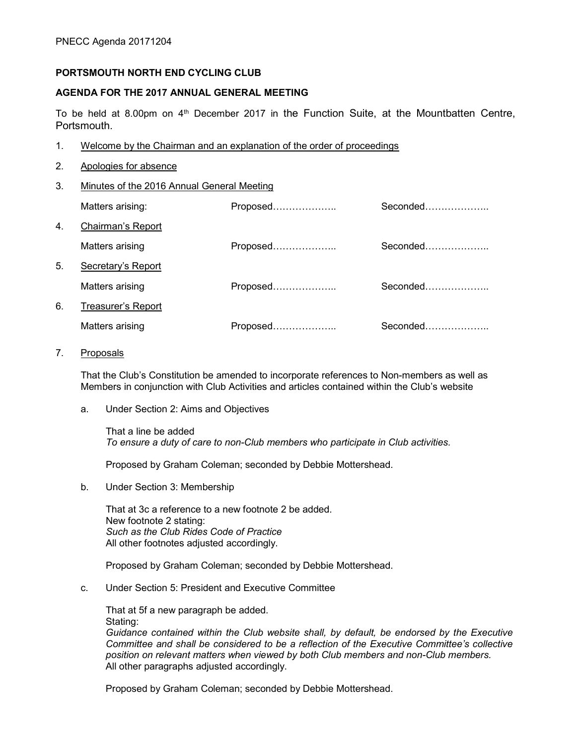**PORTSMOUTH NORTH END CYCLING CLUB**

**AGENDA FOR THE 2017 ANNUAL GENERAL MEETING**

To be held at 8.00pm on 4th December 2017 in the Function Suite, at the Mountbatten Centre, Portsmouth.

1. Welcome by the Chairman and an explanation of the order of proceedings

2. Apologies for absence

3. Minutes of the 2016 Annual General Meeting

   Matters arising: Proposed……………….. Seconded………………..

4. Chairman's Report

   Matters arising Proposed……………….. Seconded………………..

5. Secretary's Report

   Matters arising Proposed……………….. Seconded………………..

6. Treasurer's Report

   Matters arising Proposed……………….. Seconded………………..

7. Proposals

   That the Club's Constitution be amended to incorporate references to Non-members as well as Members in conjunction with Club Activities and articles contained within the Club's website

   a. Under Section 2: Aims and Objectives

      That a line be added
      *To ensure a duty of care to non-Club members who participate in Club activities.*

      Proposed by Graham Coleman; seconded by Debbie Mottershead.

   b. Under Section 3: Membership

      That at 3c a reference to a new footnote 2 be added.
      New footnote 2 stating:
      *Such as the Club Rides Code of Practice*
      All other footnotes adjusted accordingly.

      Proposed by Graham Coleman; seconded by Debbie Mottershead.

   c. Under Section 5: President and Executive Committee

      That at 5f a new paragraph be added.
      Stating:
      *Guidance contained within the Club website shall, by default, be endorsed by the Executive Committee and shall be considered to be a reflection of the Executive Committee's collective position on relevant matters when viewed by both Club members and non-Club members.*
      All other paragraphs adjusted accordingly.

      Proposed by Graham Coleman; seconded by Debbie Mottershead.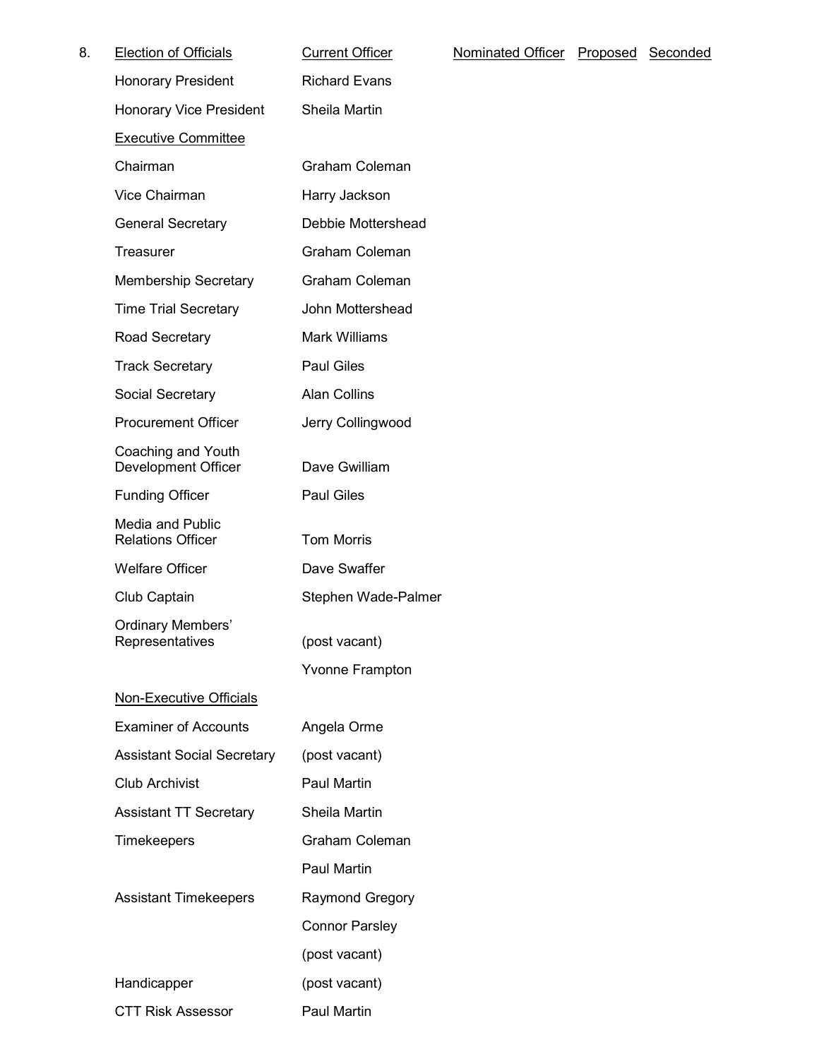8\. Election of Officials

| Election of Officials | Current Officer | Nominated Officer | Proposed | Seconded |
|---|---|---|---|---|
| Honorary President | Richard Evans | | | |
| Honorary Vice President | Sheila Martin | | | |
| **Executive Committee** | | | | |
| Chairman | Graham Coleman | | | |
| Vice Chairman | Harry Jackson | | | |
| General Secretary | Debbie Mottershead | | | |
| Treasurer | Graham Coleman | | | |
| Membership Secretary | Graham Coleman | | | |
| Time Trial Secretary | John Mottershead | | | |
| Road Secretary | Mark Williams | | | |
| Track Secretary | Paul Giles | | | |
| Social Secretary | Alan Collins | | | |
| Procurement Officer | Jerry Collingwood | | | |
| Coaching and Youth Development Officer | Dave Gwilliam | | | |
| Funding Officer | Paul Giles | | | |
| Media and Public Relations Officer | Tom Morris | | | |
| Welfare Officer | Dave Swaffer | | | |
| Club Captain | Stephen Wade-Palmer | | | |
| Ordinary Members' Representatives | (post vacant) | | | |
| | Yvonne Frampton | | | |
| **Non-Executive Officials** | | | | |
| Examiner of Accounts | Angela Orme | | | |
| Assistant Social Secretary | (post vacant) | | | |
| Club Archivist | Paul Martin | | | |
| Assistant TT Secretary | Sheila Martin | | | |
| Timekeepers | Graham Coleman | | | |
| | Paul Martin | | | |
| Assistant Timekeepers | Raymond Gregory | | | |
| | Connor Parsley | | | |
| | (post vacant) | | | |
| Handicapper | (post vacant) | | | |
| CTT Risk Assessor | Paul Martin | | | |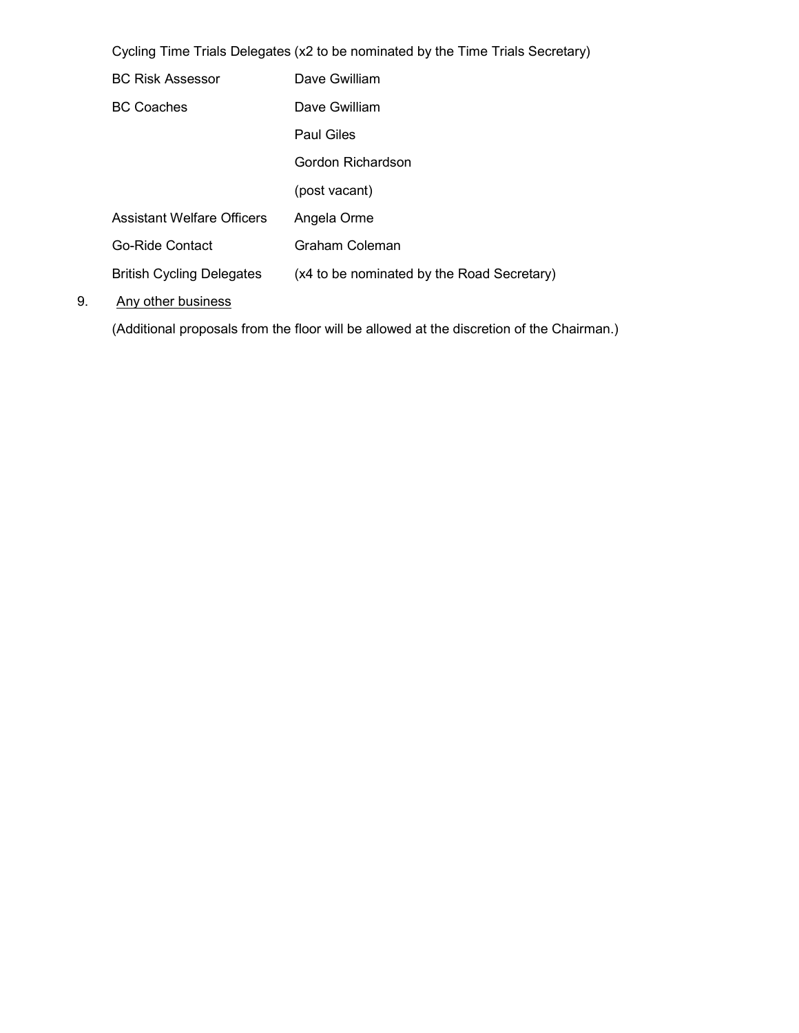| | |
|---|---|
| Cycling Time Trials Delegates | (x2 to be nominated by the Time Trials Secretary) |
| BC Risk Assessor | Dave Gwilliam |
| BC Coaches | Dave Gwilliam |
| | Paul Giles |
| | Gordon Richardson |
| | (post vacant) |
| Assistant Welfare Officers | Angela Orme |
| Go-Ride Contact | Graham Coleman |
| British Cycling Delegates | (x4 to be nominated by the Road Secretary) |

9. <u>Any other business</u>

(Additional proposals from the floor will be allowed at the discretion of the Chairman.)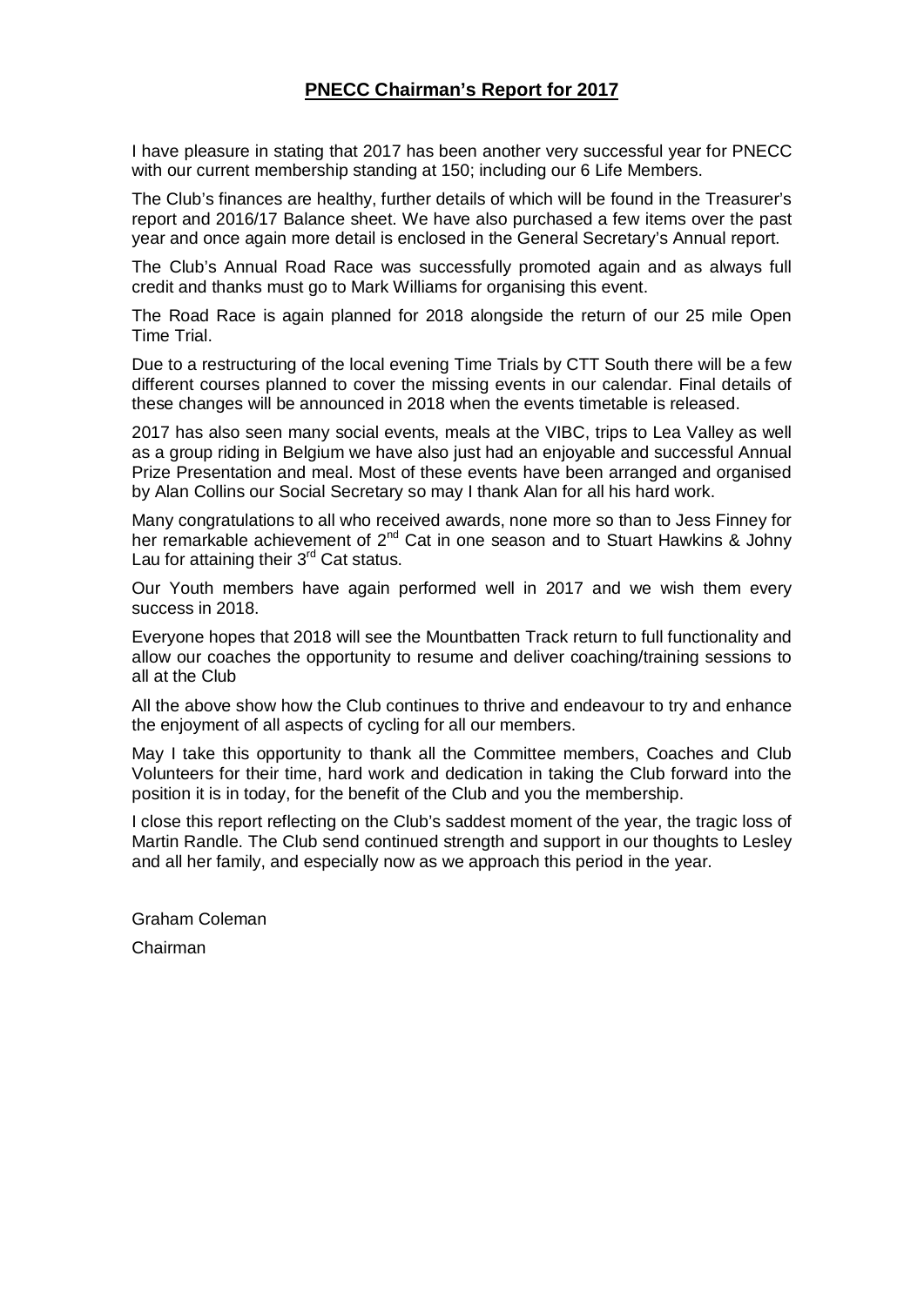## **PNECC Chairman's Report for 2017**

I have pleasure in stating that 2017 has been another very successful year for PNECC with our current membership standing at 150; including our 6 Life Members.

The Club's finances are healthy, further details of which will be found in the Treasurer's report and 2016/17 Balance sheet. We have also purchased a few items over the past year and once again more detail is enclosed in the General Secretary's Annual report.

The Club's Annual Road Race was successfully promoted again and as always full credit and thanks must go to Mark Williams for organising this event.

The Road Race is again planned for 2018 alongside the return of our 25 mile Open Time Trial.

Due to a restructuring of the local evening Time Trials by CTT South there will be a few different courses planned to cover the missing events in our calendar. Final details of these changes will be announced in 2018 when the events timetable is released.

2017 has also seen many social events, meals at the VIBC, trips to Lea Valley as well as a group riding in Belgium we have also just had an enjoyable and successful Annual Prize Presentation and meal. Most of these events have been arranged and organised by Alan Collins our Social Secretary so may I thank Alan for all his hard work.

Many congratulations to all who received awards, none more so than to Jess Finney for her remarkable achievement of 2nd Cat in one season and to Stuart Hawkins & Johny Lau for attaining their 3rd Cat status.

Our Youth members have again performed well in 2017 and we wish them every success in 2018.

Everyone hopes that 2018 will see the Mountbatten Track return to full functionality and allow our coaches the opportunity to resume and deliver coaching/training sessions to all at the Club

All the above show how the Club continues to thrive and endeavour to try and enhance the enjoyment of all aspects of cycling for all our members.

May I take this opportunity to thank all the Committee members, Coaches and Club Volunteers for their time, hard work and dedication in taking the Club forward into the position it is in today, for the benefit of the Club and you the membership.

I close this report reflecting on the Club's saddest moment of the year, the tragic loss of Martin Randle. The Club send continued strength and support in our thoughts to Lesley and all her family, and especially now as we approach this period in the year.

Graham Coleman

Chairman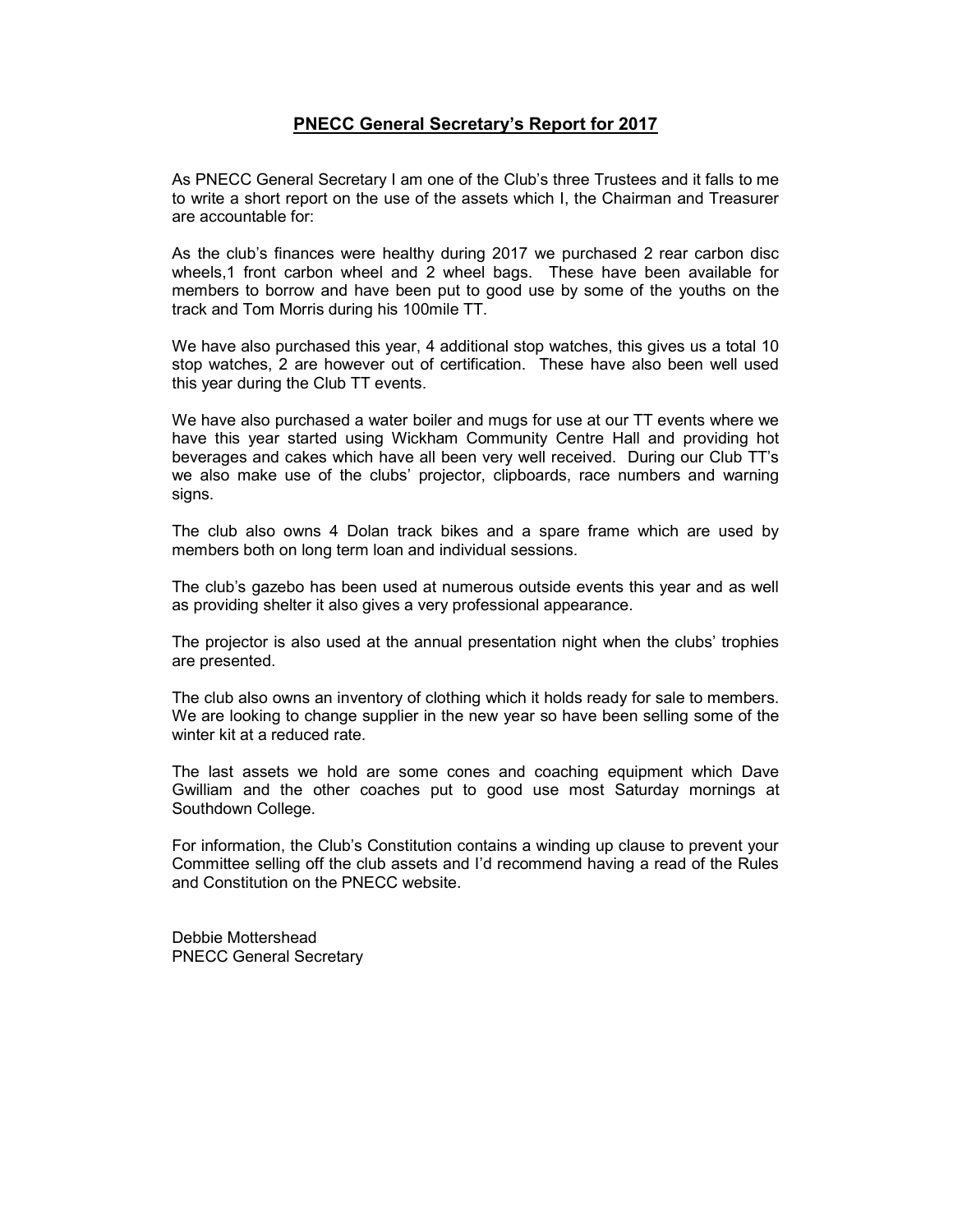# PNECC General Secretary's Report for 2017

As PNECC General Secretary I am one of the Club's three Trustees and it falls to me to write a short report on the use of the assets which I, the Chairman and Treasurer are accountable for:

As the club's finances were healthy during 2017 we purchased 2 rear carbon disc wheels,1 front carbon wheel and 2 wheel bags. These have been available for members to borrow and have been put to good use by some of the youths on the track and Tom Morris during his 100mile TT.

We have also purchased this year, 4 additional stop watches, this gives us a total 10 stop watches, 2 are however out of certification. These have also been well used this year during the Club TT events.

We have also purchased a water boiler and mugs for use at our TT events where we have this year started using Wickham Community Centre Hall and providing hot beverages and cakes which have all been very well received. During our Club TT's we also make use of the clubs' projector, clipboards, race numbers and warning signs.

The club also owns 4 Dolan track bikes and a spare frame which are used by members both on long term loan and individual sessions.

The club's gazebo has been used at numerous outside events this year and as well as providing shelter it also gives a very professional appearance.

The projector is also used at the annual presentation night when the clubs' trophies are presented.

The club also owns an inventory of clothing which it holds ready for sale to members. We are looking to change supplier in the new year so have been selling some of the winter kit at a reduced rate.

The last assets we hold are some cones and coaching equipment which Dave Gwilliam and the other coaches put to good use most Saturday mornings at Southdown College.

For information, the Club's Constitution contains a winding up clause to prevent your Committee selling off the club assets and I'd recommend having a read of the Rules and Constitution on the PNECC website.

Debbie Mottershead
PNECC General Secretary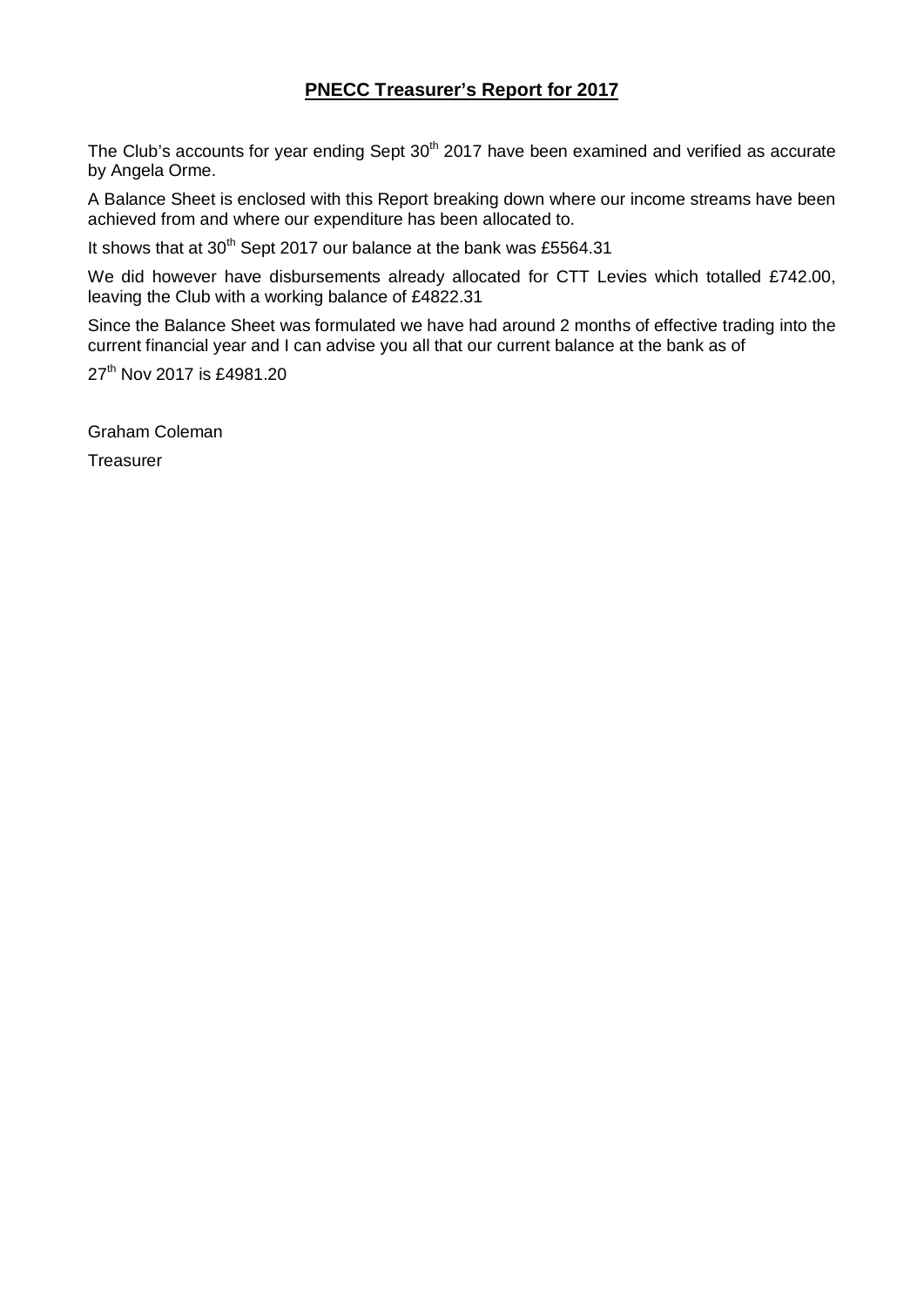# **PNECC Treasurer's Report for 2017**

The Club's accounts for year ending Sept 30th 2017 have been examined and verified as accurate by Angela Orme.

A Balance Sheet is enclosed with this Report breaking down where our income streams have been achieved from and where our expenditure has been allocated to.

It shows that at 30th Sept 2017 our balance at the bank was £5564.31

We did however have disbursements already allocated for CTT Levies which totalled £742.00, leaving the Club with a working balance of £4822.31

Since the Balance Sheet was formulated we have had around 2 months of effective trading into the current financial year and I can advise you all that our current balance at the bank as of

27th Nov 2017 is £4981.20

Graham Coleman

Treasurer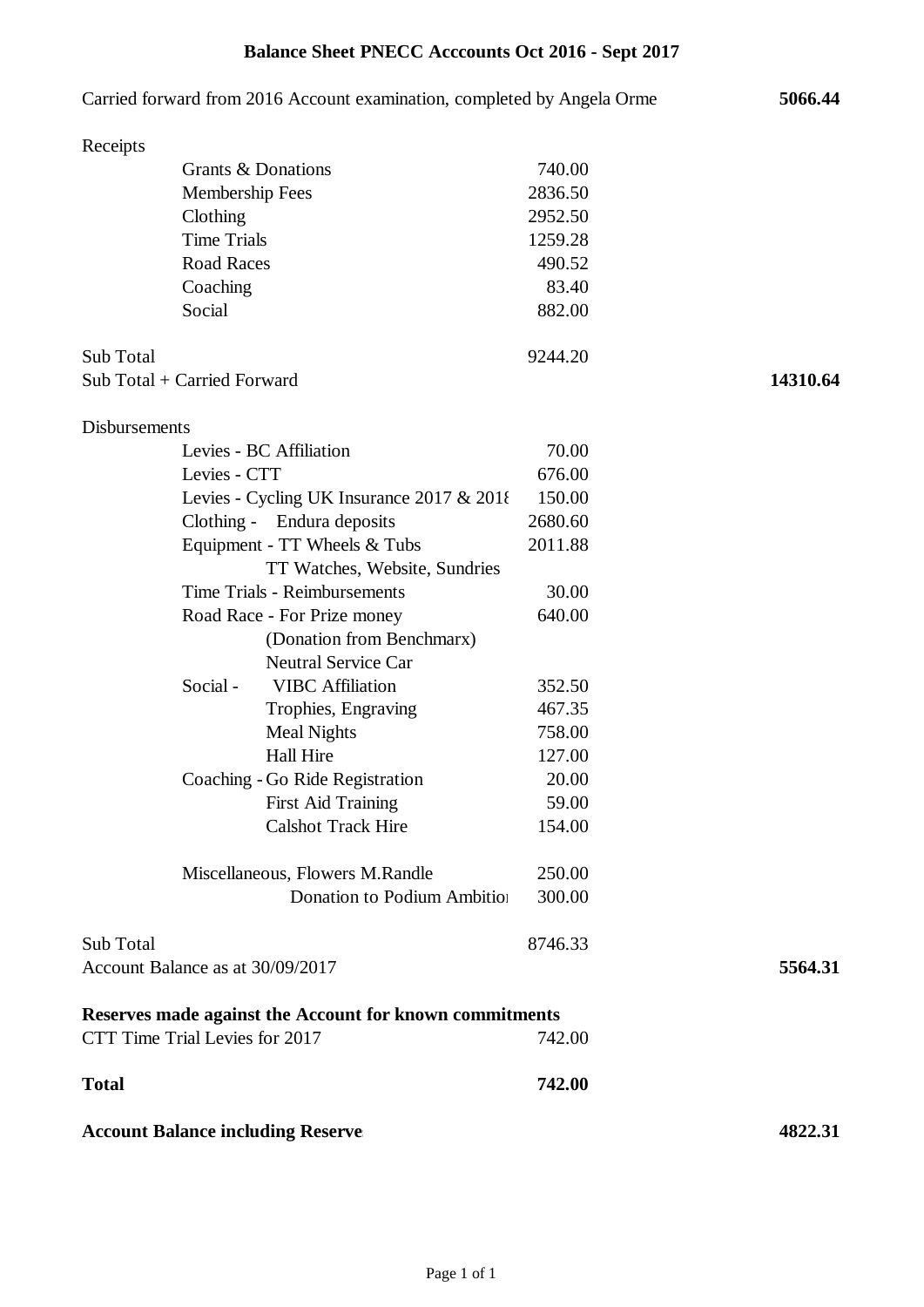# Balance Sheet PNECC Acccounts Oct 2016 - Sept 2017

| | | | |
|---|---|---|---|
| Carried forward from 2016 Account examination, completed by Angela Orme | | | **5066.44** |
| Receipts | | | |
| | Grants & Donations | 740.00 | |
| | Membership Fees | 2836.50 | |
| | Clothing | 2952.50 | |
| | Time Trials | 1259.28 | |
| | Road Races | 490.52 | |
| | Coaching | 83.40 | |
| | Social | 882.00 | |
| Sub Total | | 9244.20 | |
| Sub Total + Carried Forward | | | **14310.64** |
| Disbursements | | | |
| | Levies - BC Affiliation | 70.00 | |
| | Levies - CTT | 676.00 | |
| | Levies - Cycling UK Insurance 2017 & 2018 | 150.00 | |
| | Clothing - Endura deposits | 2680.60 | |
| | Equipment - TT Wheels & Tubs | 2011.88 | |
| | TT Watches, Website, Sundries | | |
| | Time Trials - Reimbursements | 30.00 | |
| | Road Race - For Prize money | 640.00 | |
| | (Donation from Benchmarx) | | |
| | Neutral Service Car | | |
| | Social - VIBC Affiliation | 352.50 | |
| | Trophies, Engraving | 467.35 | |
| | Meal Nights | 758.00 | |
| | Hall Hire | 127.00 | |
| | Coaching - Go Ride Registration | 20.00 | |
| | First Aid Training | 59.00 | |
| | Calshot Track Hire | 154.00 | |
| | Miscellaneous, Flowers M.Randle | 250.00 | |
| | Donation to Podium Ambition | 300.00 | |
| Sub Total | | 8746.33 | |
| Account Balance as at 30/09/2017 | | | **5564.31** |
| **Reserves made against the Account for known commitments** | | | |
| CTT Time Trial Levies for 2017 | | 742.00 | |
| **Total** | | **742.00** | |
| **Account Balance including Reserves** | | | **4822.31** |